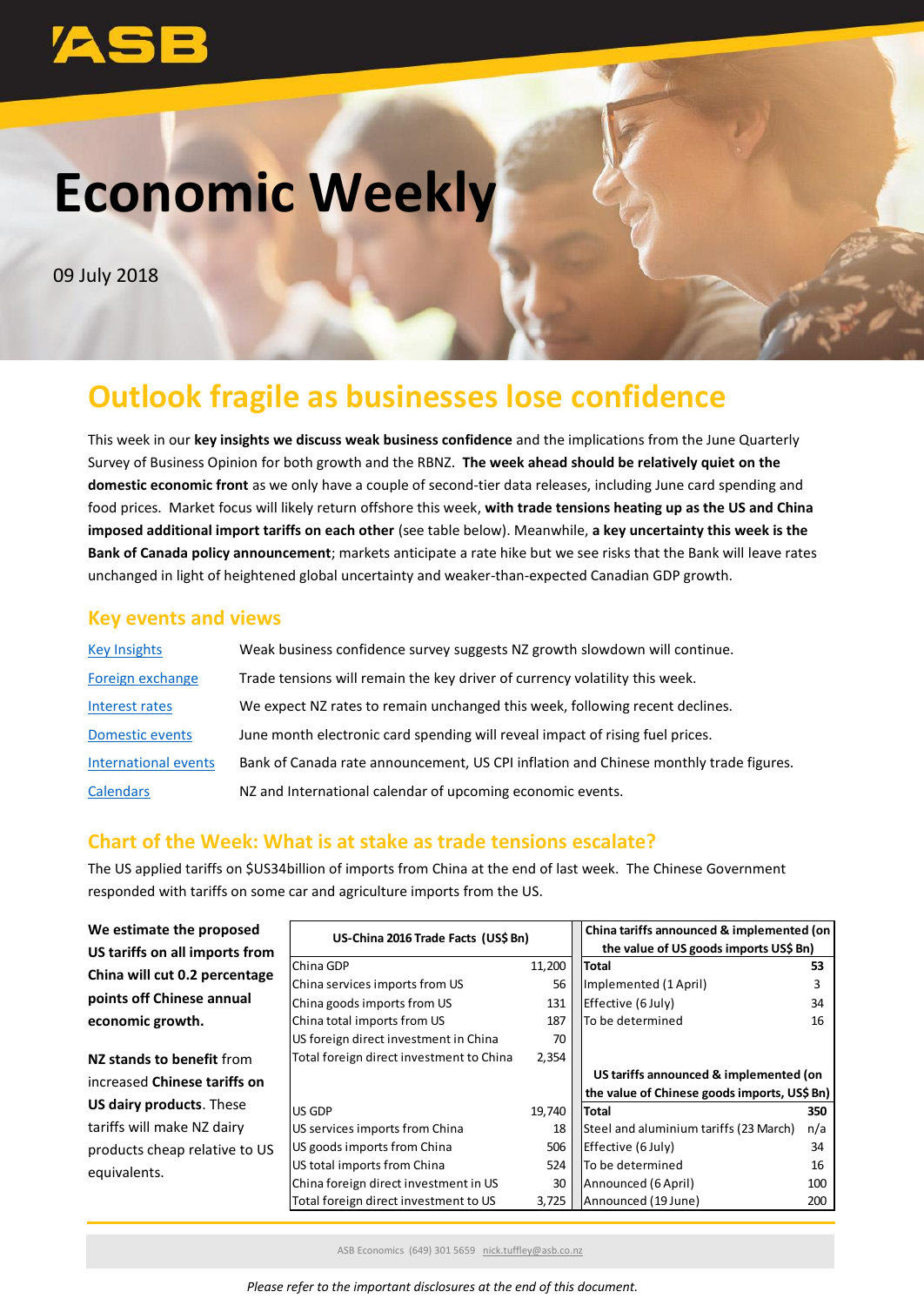# Economic Weekly

09 July 2018

## Outlook fragile as businesses lose confidence

This week in our **key insights we discuss weak business confidence** and the implications from the June Quarterly Survey of Business Opinion for both growth and the RBNZ. **The week ahead should be relatively quiet on the domestic economic front** as we only have a couple of second-tier data releases, including June card spending and food prices. Market focus will likely return offshore this week, **with trade tensions heating up as the US and China imposed additional import tariffs on each other** (see table below). Meanwhile, **a key uncertainty this week is the Bank of Canada policy announcement**; markets anticipate a rate hike but we see risks that the Bank will leave rates unchanged in light of heightened global uncertainty and weaker-than-expected Canadian GDP growth.

### Key events and views

| | |
|---|---|
| Key Insights | Weak business confidence survey suggests NZ growth slowdown will continue. |
| Foreign exchange | Trade tensions will remain the key driver of currency volatility this week. |
| Interest rates | We expect NZ rates to remain unchanged this week, following recent declines. |
| Domestic events | June month electronic card spending will reveal impact of rising fuel prices. |
| International events | Bank of Canada rate announcement, US CPI inflation and Chinese monthly trade figures. |
| Calendars | NZ and International calendar of upcoming economic events. |

### Chart of the Week: What is at stake as trade tensions escalate?

The US applied tariffs on $US34billion of imports from China at the end of last week. The Chinese Government responded with tariffs on some car and agriculture imports from the US.

**We estimate the proposed US tariffs on all imports from China will cut 0.2 percentage points off Chinese annual economic growth.**

**NZ stands to benefit** from increased **Chinese tariffs on US dairy products**. These tariffs will make NZ dairy products cheap relative to US equivalents.

| US-China 2016 Trade Facts (US$ Bn) | |
|---|---|
| China GDP | 11,200 |
| China services imports from US | 56 |
| China goods imports from US | 131 |
| China total imports from US | 187 |
| US foreign direct investment in China | 70 |
| Total foreign direct investment to China | 2,354 |
| US GDP | 19,740 |
| US services imports from China | 18 |
| US goods imports from China | 506 |
| US total imports from China | 524 |
| China foreign direct investment in US | 30 |
| Total foreign direct investment to US | 3,725 |

| China tariffs announced & implemented (on the value of US goods imports US$ Bn) | |
|---|---|
| **Total** | **53** |
| Implemented (1 April) | 3 |
| Effective (6 July) | 34 |
| To be determined | 16 |

| US tariffs announced & implemented (on the value of Chinese goods imports, US$ Bn) | |
|---|---|
| **Total** | **350** |
| Steel and aluminium tariffs (23 March) | n/a |
| Effective (6 July) | 34 |
| To be determined | 16 |
| Announced (6 April) | 100 |
| Announced (19 June) | 200 |

ASB Economics (649) 301 5659 nick.tuffley@asb.co.nz

*Please refer to the important disclosures at the end of this document.*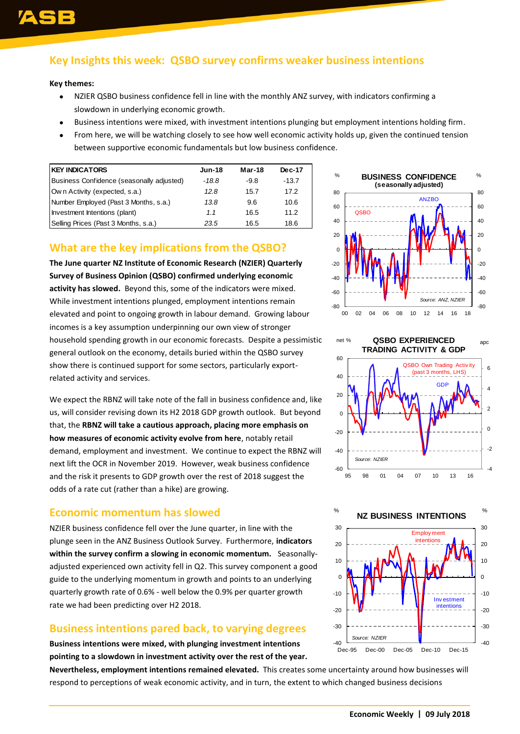## Key Insights this week: QSBO survey confirms weaker business intentions

**Key themes:**

- NZIER QSBO business confidence fell in line with the monthly ANZ survey, with indicators confirming a slowdown in underlying economic growth.
- Business intentions were mixed, with investment intentions plunging but employment intentions holding firm.
- From here, we will be watching closely to see how well economic activity holds up, given the continued tension between supportive economic fundamentals but low business confidence.

| KEY INDICATORS | Jun-18 | Mar-18 | Dec-17 |
|---|---|---|---|
| Business Confidence (seasonally adjusted) | *-18.8* | -9.8 | -13.7 |
| Own Activity (expected, s.a.) | *12.8* | 15.7 | 17.2 |
| Number Employed (Past 3 Months, s.a.) | *13.8* | 9.6 | 10.6 |
| Investment Intentions (plant) | *1.1* | 16.5 | 11.2 |
| Selling Prices (Past 3 Months, s.a.) | *23.5* | 16.5 | 18.6 |

### What are the key implications from the QSBO?

**The June quarter NZ Institute of Economic Research (NZIER) Quarterly Survey of Business Opinion (QSBO) confirmed underlying economic activity has slowed.** Beyond this, some of the indicators were mixed. While investment intentions plunged, employment intentions remain elevated and point to ongoing growth in labour demand. Growing labour incomes is a key assumption underpinning our own view of stronger household spending growth in our economic forecasts. Despite a pessimistic general outlook on the economy, details buried within the QSBO survey show there is continued support for some sectors, particularly export-related activity and services.

We expect the RBNZ will take note of the fall in business confidence and, like us, will consider revising down its H2 2018 GDP growth outlook. But beyond that, the **RBNZ will take a cautious approach, placing more emphasis on how measures of economic activity evolve from here**, notably retail demand, employment and investment. We continue to expect the RBNZ will next lift the OCR in November 2019. However, weak business confidence and the risk it presents to GDP growth over the rest of 2018 suggest the odds of a rate cut (rather than a hike) are growing.

### Economic momentum has slowed

NZIER business confidence fell over the June quarter, in line with the plunge seen in the ANZ Business Outlook Survey. Furthermore, **indicators within the survey confirm a slowing in economic momentum.** Seasonally-adjusted experienced own activity fell in Q2. This survey component a good guide to the underlying momentum in growth and points to an underlying quarterly growth rate of 0.6% - well below the 0.9% per quarter growth rate we had been predicting over H2 2018.

### Business intentions pared back, to varying degrees

**Business intentions were mixed, with plunging investment intentions pointing to a slowdown in investment activity over the rest of the year. Nevertheless, employment intentions remained elevated.** This creates some uncertainty around how businesses will respond to perceptions of weak economic activity, and in turn, the extent to which changed business decisions

**BUSINESS CONFIDENCE (seasonally adjusted)** — ANZBO, QSBO. Source: ANZ, NZIER

**QSBO EXPERIENCED TRADING ACTIVITY & GDP** — QSBO Own Trading Activity (past 3 months, LHS), GDP. Source: NZIER

**NZ BUSINESS INTENTIONS** — Employment intentions, Investment intentions. Source: NZIER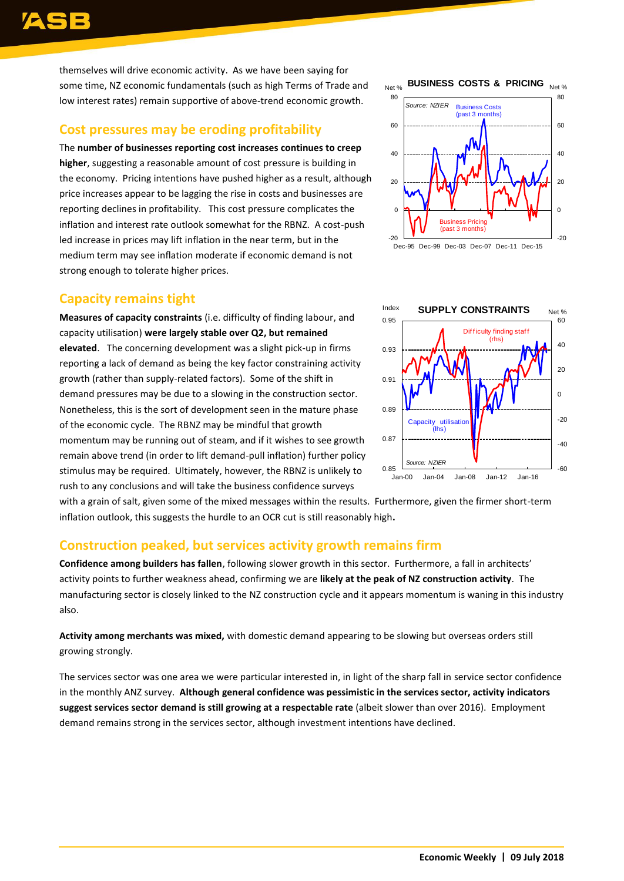themselves will drive economic activity. As we have been saying for some time, NZ economic fundamentals (such as high Terms of Trade and low interest rates) remain supportive of above-trend economic growth.

## Cost pressures may be eroding profitability

The **number of businesses reporting cost increases continues to creep higher**, suggesting a reasonable amount of cost pressure is building in the economy. Pricing intentions have pushed higher as a result, although price increases appear to be lagging the rise in costs and businesses are reporting declines in profitability. This cost pressure complicates the inflation and interest rate outlook somewhat for the RBNZ. A cost-push led increase in prices may lift inflation in the near term, but in the medium term may see inflation moderate if economic demand is not strong enough to tolerate higher prices.

## Capacity remains tight

**Measures of capacity constraints** (i.e. difficulty of finding labour, and capacity utilisation) **were largely stable over Q2, but remained elevated**. The concerning development was a slight pick-up in firms reporting a lack of demand as being the key factor constraining activity growth (rather than supply-related factors). Some of the shift in demand pressures may be due to a slowing in the construction sector. Nonetheless, this is the sort of development seen in the mature phase of the economic cycle. The RBNZ may be mindful that growth momentum may be running out of steam, and if it wishes to see growth remain above trend (in order to lift demand-pull inflation) further policy stimulus may be required. Ultimately, however, the RBNZ is unlikely to rush to any conclusions and will take the business confidence surveys with a grain of salt, given some of the mixed messages within the results. Furthermore, given the firmer short-term inflation outlook, this suggests the hurdle to an OCR cut is still reasonably high.

## Construction peaked, but services activity growth remains firm

**Confidence among builders has fallen**, following slower growth in this sector. Furthermore, a fall in architects' activity points to further weakness ahead, confirming we are **likely at the peak of NZ construction activity**. The manufacturing sector is closely linked to the NZ construction cycle and it appears momentum is waning in this industry also.

**Activity among merchants was mixed,** with domestic demand appearing to be slowing but overseas orders still growing strongly.

The services sector was one area we were particular interested in, in light of the sharp fall in service sector confidence in the monthly ANZ survey. **Although general confidence was pessimistic in the services sector, activity indicators suggest services sector demand is still growing at a respectable rate** (albeit slower than over 2016). Employment demand remains strong in the services sector, although investment intentions have declined.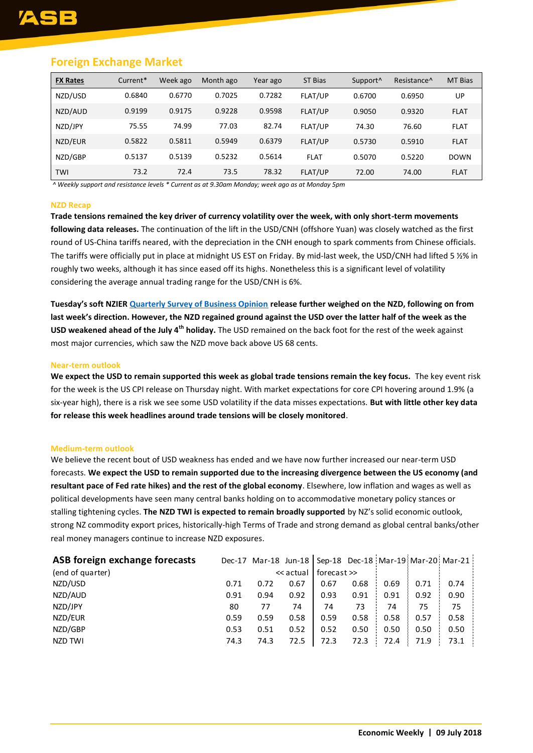## Foreign Exchange Market

| FX Rates | Current* | Week ago | Month ago | Year ago | ST Bias | Support^ | Resistance^ | MT Bias |
|---|---|---|---|---|---|---|---|---|
| NZD/USD | 0.6840 | 0.6770 | 0.7025 | 0.7282 | FLAT/UP | 0.6700 | 0.6950 | UP |
| NZD/AUD | 0.9199 | 0.9175 | 0.9228 | 0.9598 | FLAT/UP | 0.9050 | 0.9320 | FLAT |
| NZD/JPY | 75.55 | 74.99 | 77.03 | 82.74 | FLAT/UP | 74.30 | 76.60 | FLAT |
| NZD/EUR | 0.5822 | 0.5811 | 0.5949 | 0.6379 | FLAT/UP | 0.5730 | 0.5910 | FLAT |
| NZD/GBP | 0.5137 | 0.5139 | 0.5232 | 0.5614 | FLAT | 0.5070 | 0.5220 | DOWN |
| TWI | 73.2 | 72.4 | 73.5 | 78.32 | FLAT/UP | 72.00 | 74.00 | FLAT |

*^ Weekly support and resistance levels * Current as at 9.30am Monday; week ago as at Monday 5pm*

### NZD Recap

**Trade tensions remained the key driver of currency volatility over the week, with only short-term movements following data releases.** The continuation of the lift in the USD/CNH (offshore Yuan) was closely watched as the first round of US-China tariffs neared, with the depreciation in the CNH enough to spark comments from Chinese officials. The tariffs were officially put in place at midnight US EST on Friday. By mid-last week, the USD/CNH had lifted 5 ½% in roughly two weeks, although it has since eased off its highs. Nonetheless this is a significant level of volatility considering the average annual trading range for the USD/CNH is 6%.

**Tuesday's soft NZIER Quarterly Survey of Business Opinion release further weighed on the NZD, following on from last week's direction. However, the NZD regained ground against the USD over the latter half of the week as the USD weakened ahead of the July 4th holiday.** The USD remained on the back foot for the rest of the week against most major currencies, which saw the NZD move back above US 68 cents.

### Near-term outlook

**We expect the USD to remain supported this week as global trade tensions remain the key focus.** The key event risk for the week is the US CPI release on Thursday night. With market expectations for core CPI hovering around 1.9% (a six-year high), there is a risk we see some USD volatility if the data misses expectations. **But with little other key data for release this week headlines around trade tensions will be closely monitored**.

### Medium-term outlook

We believe the recent bout of USD weakness has ended and we have now further increased our near-term USD forecasts. **We expect the USD to remain supported due to the increasing divergence between the US economy (and resultant pace of Fed rate hikes) and the rest of the global economy**. Elsewhere, low inflation and wages as well as political developments have seen many central banks holding on to accommodative monetary policy stances or stalling tightening cycles. **The NZD TWI is expected to remain broadly supported** by NZ's solid economic outlook, strong NZ commodity export prices, historically-high Terms of Trade and strong demand as global central banks/other real money managers continue to increase NZD exposures.

| ASB foreign exchange forecasts | Dec-17 | Mar-18 | Jun-18 | Sep-18 | Dec-18 | Mar-19 | Mar-20 | Mar-21 |
|---|---|---|---|---|---|---|---|---|
| (end of quarter) | | | << actual | forecast >> | | | | |
| NZD/USD | 0.71 | 0.72 | 0.67 | 0.67 | 0.68 | 0.69 | 0.71 | 0.74 |
| NZD/AUD | 0.91 | 0.94 | 0.92 | 0.93 | 0.91 | 0.91 | 0.92 | 0.90 |
| NZD/JPY | 80 | 77 | 74 | 74 | 73 | 74 | 75 | 75 |
| NZD/EUR | 0.59 | 0.59 | 0.58 | 0.59 | 0.58 | 0.58 | 0.57 | 0.58 |
| NZD/GBP | 0.53 | 0.51 | 0.52 | 0.52 | 0.50 | 0.50 | 0.50 | 0.50 |
| NZD TWI | 74.3 | 74.3 | 72.5 | 72.3 | 72.3 | 72.4 | 71.9 | 73.1 |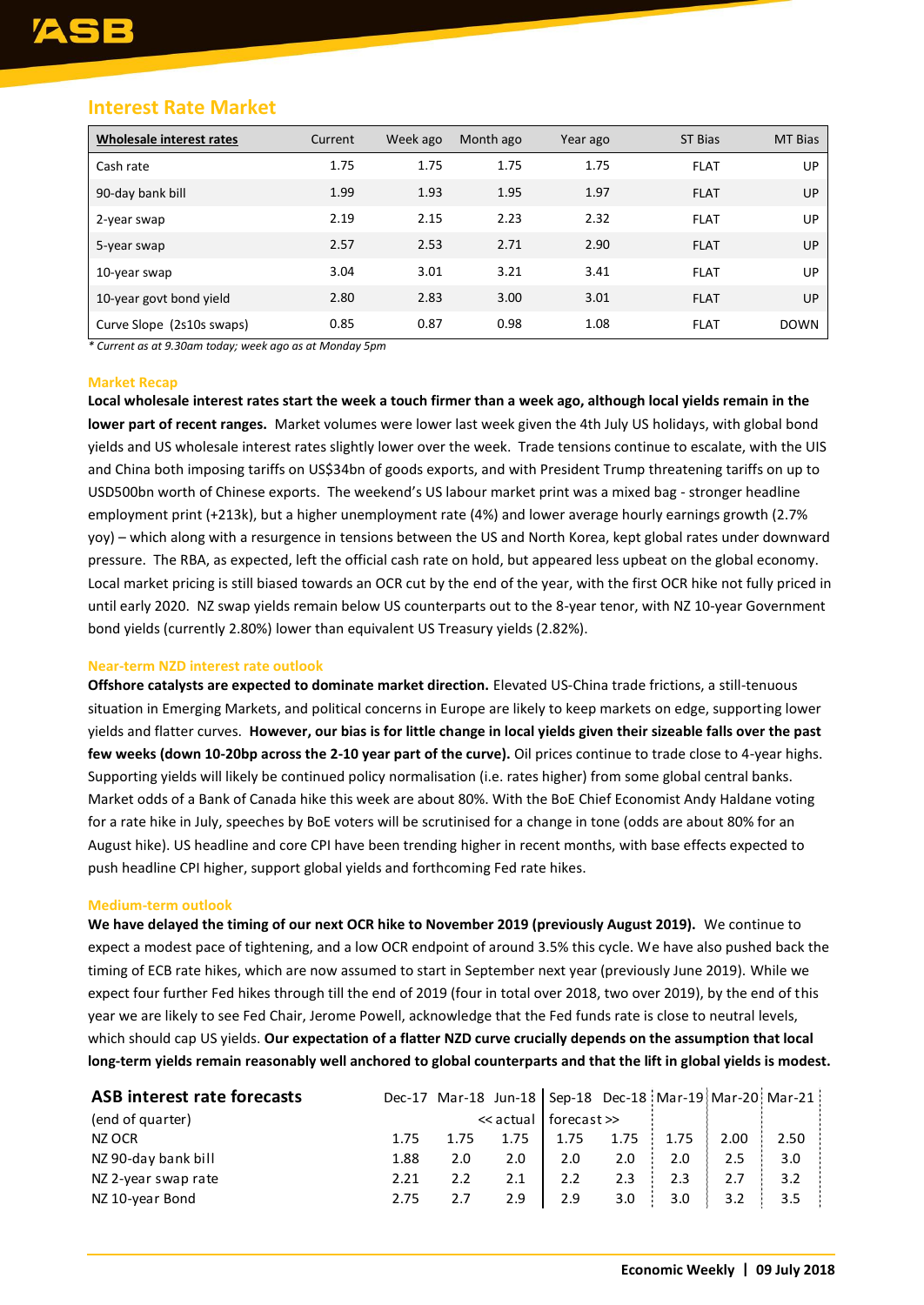## Interest Rate Market

| Wholesale interest rates | Current | Week ago | Month ago | Year ago | ST Bias | MT Bias |
|---|---|---|---|---|---|---|
| Cash rate | 1.75 | 1.75 | 1.75 | 1.75 | FLAT | UP |
| 90-day bank bill | 1.99 | 1.93 | 1.95 | 1.97 | FLAT | UP |
| 2-year swap | 2.19 | 2.15 | 2.23 | 2.32 | FLAT | UP |
| 5-year swap | 2.57 | 2.53 | 2.71 | 2.90 | FLAT | UP |
| 10-year swap | 3.04 | 3.01 | 3.21 | 3.41 | FLAT | UP |
| 10-year govt bond yield | 2.80 | 2.83 | 3.00 | 3.01 | FLAT | UP |
| Curve Slope (2s10s swaps) | 0.85 | 0.87 | 0.98 | 1.08 | FLAT | DOWN |

*\* Current as at 9.30am today; week ago as at Monday 5pm*

### Market Recap

**Local wholesale interest rates start the week a touch firmer than a week ago, although local yields remain in the lower part of recent ranges.** Market volumes were lower last week given the 4th July US holidays, with global bond yields and US wholesale interest rates slightly lower over the week. Trade tensions continue to escalate, with the UIS and China both imposing tariffs on US$34bn of goods exports, and with President Trump threatening tariffs on up to USD500bn worth of Chinese exports. The weekend's US labour market print was a mixed bag - stronger headline employment print (+213k), but a higher unemployment rate (4%) and lower average hourly earnings growth (2.7% yoy) – which along with a resurgence in tensions between the US and North Korea, kept global rates under downward pressure. The RBA, as expected, left the official cash rate on hold, but appeared less upbeat on the global economy. Local market pricing is still biased towards an OCR cut by the end of the year, with the first OCR hike not fully priced in until early 2020. NZ swap yields remain below US counterparts out to the 8-year tenor, with NZ 10-year Government bond yields (currently 2.80%) lower than equivalent US Treasury yields (2.82%).

### Near-term NZD interest rate outlook

**Offshore catalysts are expected to dominate market direction.** Elevated US-China trade frictions, a still-tenuous situation in Emerging Markets, and political concerns in Europe are likely to keep markets on edge, supporting lower yields and flatter curves. **However, our bias is for little change in local yields given their sizeable falls over the past few weeks (down 10-20bp across the 2-10 year part of the curve).** Oil prices continue to trade close to 4-year highs. Supporting yields will likely be continued policy normalisation (i.e. rates higher) from some global central banks. Market odds of a Bank of Canada hike this week are about 80%. With the BoE Chief Economist Andy Haldane voting for a rate hike in July, speeches by BoE voters will be scrutinised for a change in tone (odds are about 80% for an August hike). US headline and core CPI have been trending higher in recent months, with base effects expected to push headline CPI higher, support global yields and forthcoming Fed rate hikes.

### Medium-term outlook

**We have delayed the timing of our next OCR hike to November 2019 (previously August 2019).** We continue to expect a modest pace of tightening, and a low OCR endpoint of around 3.5% this cycle. We have also pushed back the timing of ECB rate hikes, which are now assumed to start in September next year (previously June 2019). While we expect four further Fed hikes through till the end of 2019 (four in total over 2018, two over 2019), by the end of this year we are likely to see Fed Chair, Jerome Powell, acknowledge that the Fed funds rate is close to neutral levels, which should cap US yields. **Our expectation of a flatter NZD curve crucially depends on the assumption that local long-term yields remain reasonably well anchored to global counterparts and that the lift in global yields is modest.**

| ASB interest rate forecasts | Dec-17 | Mar-18 | Jun-18 | Sep-18 | Dec-18 | Mar-19 | Mar-20 | Mar-21 |
|---|---|---|---|---|---|---|---|---|
| (end of quarter) | | << actual | | forecast >> | | | | |
| NZ OCR | 1.75 | 1.75 | 1.75 | 1.75 | 1.75 | 1.75 | 2.00 | 2.50 |
| NZ 90-day bank bill | 1.88 | 2.0 | 2.0 | 2.0 | 2.0 | 2.0 | 2.5 | 3.0 |
| NZ 2-year swap rate | 2.21 | 2.2 | 2.1 | 2.2 | 2.3 | 2.3 | 2.7 | 3.2 |
| NZ 10-year Bond | 2.75 | 2.7 | 2.9 | 2.9 | 3.0 | 3.0 | 3.2 | 3.5 |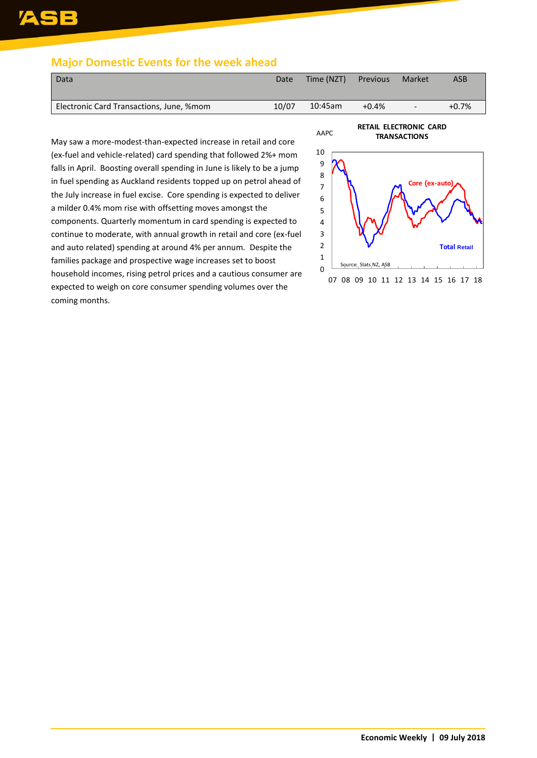## Major Domestic Events for the week ahead

| Data | Date | Time (NZT) | Previous | Market | ASB |
|---|---|---|---|---|---|
| Electronic Card Transactions, June, %mom | 10/07 | 10:45am | +0.4% | - | +0.7% |

May saw a more-modest-than-expected increase in retail and core (ex-fuel and vehicle-related) card spending that followed 2%+ mom falls in April. Boosting overall spending in June is likely to be a jump in fuel spending as Auckland residents topped up on petrol ahead of the July increase in fuel excise. Core spending is expected to deliver a milder 0.4% mom rise with offsetting moves amongst the components. Quarterly momentum in card spending is expected to continue to moderate, with annual growth in retail and core (ex-fuel and auto related) spending at around 4% per annum. Despite the families package and prospective wage increases set to boost household incomes, rising petrol prices and a cautious consumer are expected to weigh on core consumer spending volumes over the coming months.

RETAIL ELECTRONIC CARD TRANSACTIONS

AAPC

Core (ex-auto)

Total Retail

Source: Stats NZ, ASB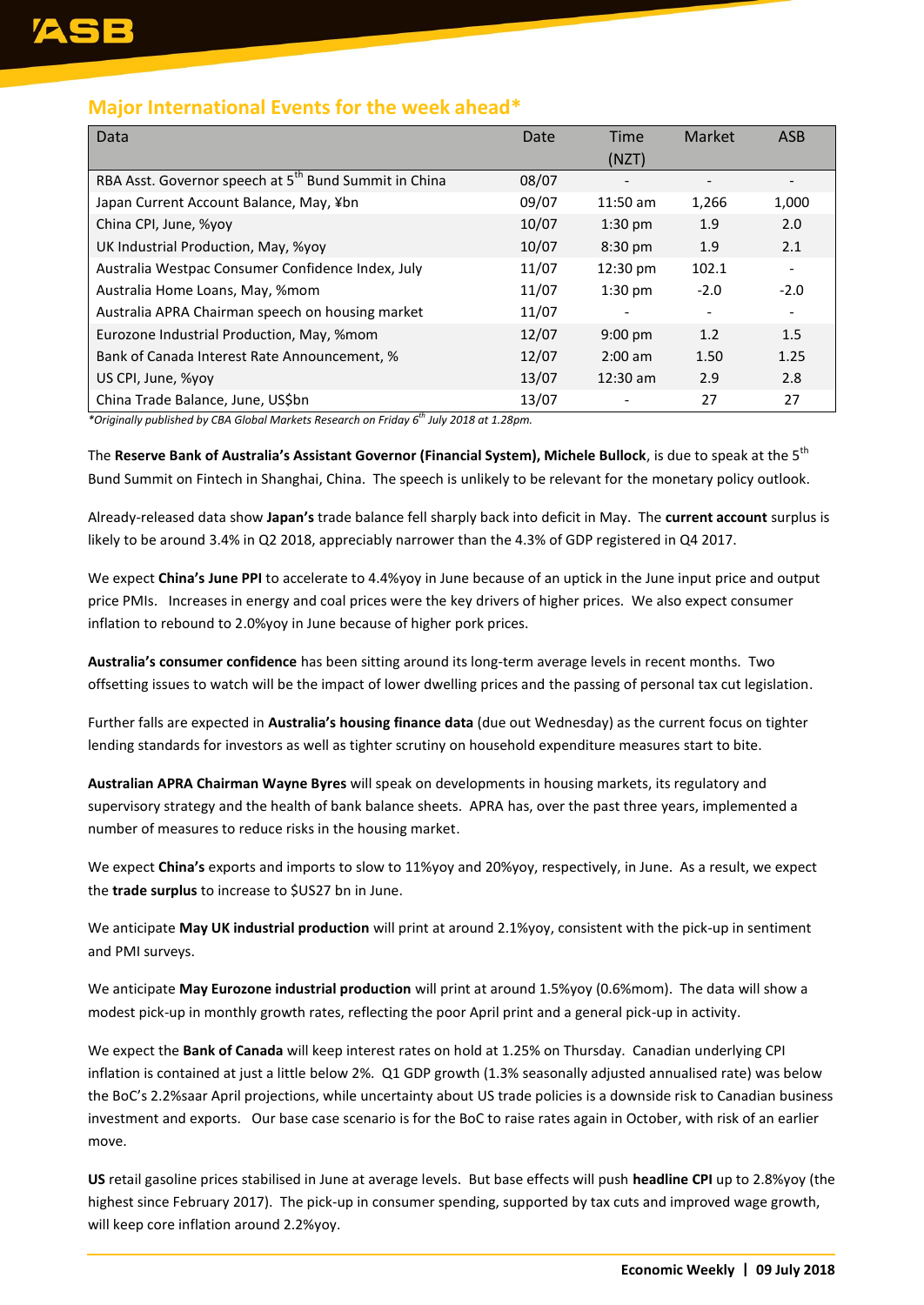## Major International Events for the week ahead*

| Data | Date | Time (NZT) | Market | ASB |
|---|---|---|---|---|
| RBA Asst. Governor speech at 5th Bund Summit in China | 08/07 | - | - | - |
| Japan Current Account Balance, May, ¥bn | 09/07 | 11:50 am | 1,266 | 1,000 |
| China CPI, June, %yoy | 10/07 | 1:30 pm | 1.9 | 2.0 |
| UK Industrial Production, May, %yoy | 10/07 | 8:30 pm | 1.9 | 2.1 |
| Australia Westpac Consumer Confidence Index, July | 11/07 | 12:30 pm | 102.1 | - |
| Australia Home Loans, May, %mom | 11/07 | 1:30 pm | -2.0 | -2.0 |
| Australia APRA Chairman speech on housing market | 11/07 | - | - | - |
| Eurozone Industrial Production, May, %mom | 12/07 | 9:00 pm | 1.2 | 1.5 |
| Bank of Canada Interest Rate Announcement, % | 12/07 | 2:00 am | 1.50 | 1.25 |
| US CPI, June, %yoy | 13/07 | 12:30 am | 2.9 | 2.8 |
| China Trade Balance, June, US$bn | 13/07 | - | 27 | 27 |

*Originally published by CBA Global Markets Research on Friday 6th July 2018 at 1.28pm.*

The **Reserve Bank of Australia's Assistant Governor (Financial System), Michele Bullock**, is due to speak at the 5th Bund Summit on Fintech in Shanghai, China. The speech is unlikely to be relevant for the monetary policy outlook.

Already-released data show **Japan's** trade balance fell sharply back into deficit in May. The **current account** surplus is likely to be around 3.4% in Q2 2018, appreciably narrower than the 4.3% of GDP registered in Q4 2017.

We expect **China's June PPI** to accelerate to 4.4%yoy in June because of an uptick in the June input price and output price PMIs. Increases in energy and coal prices were the key drivers of higher prices. We also expect consumer inflation to rebound to 2.0%yoy in June because of higher pork prices.

**Australia's consumer confidence** has been sitting around its long-term average levels in recent months. Two offsetting issues to watch will be the impact of lower dwelling prices and the passing of personal tax cut legislation.

Further falls are expected in **Australia's housing finance data** (due out Wednesday) as the current focus on tighter lending standards for investors as well as tighter scrutiny on household expenditure measures start to bite.

**Australian APRA Chairman Wayne Byres** will speak on developments in housing markets, its regulatory and supervisory strategy and the health of bank balance sheets. APRA has, over the past three years, implemented a number of measures to reduce risks in the housing market.

We expect **China's** exports and imports to slow to 11%yoy and 20%yoy, respectively, in June. As a result, we expect the **trade surplus** to increase to $US27 bn in June.

We anticipate **May UK industrial production** will print at around 2.1%yoy, consistent with the pick-up in sentiment and PMI surveys.

We anticipate **May Eurozone industrial production** will print at around 1.5%yoy (0.6%mom). The data will show a modest pick-up in monthly growth rates, reflecting the poor April print and a general pick-up in activity.

We expect the **Bank of Canada** will keep interest rates on hold at 1.25% on Thursday. Canadian underlying CPI inflation is contained at just a little below 2%. Q1 GDP growth (1.3% seasonally adjusted annualised rate) was below the BoC's 2.2%saar April projections, while uncertainty about US trade policies is a downside risk to Canadian business investment and exports. Our base case scenario is for the BoC to raise rates again in October, with risk of an earlier move.

**US** retail gasoline prices stabilised in June at average levels. But base effects will push **headline CPI** up to 2.8%yoy (the highest since February 2017). The pick-up in consumer spending, supported by tax cuts and improved wage growth, will keep core inflation around 2.2%yoy.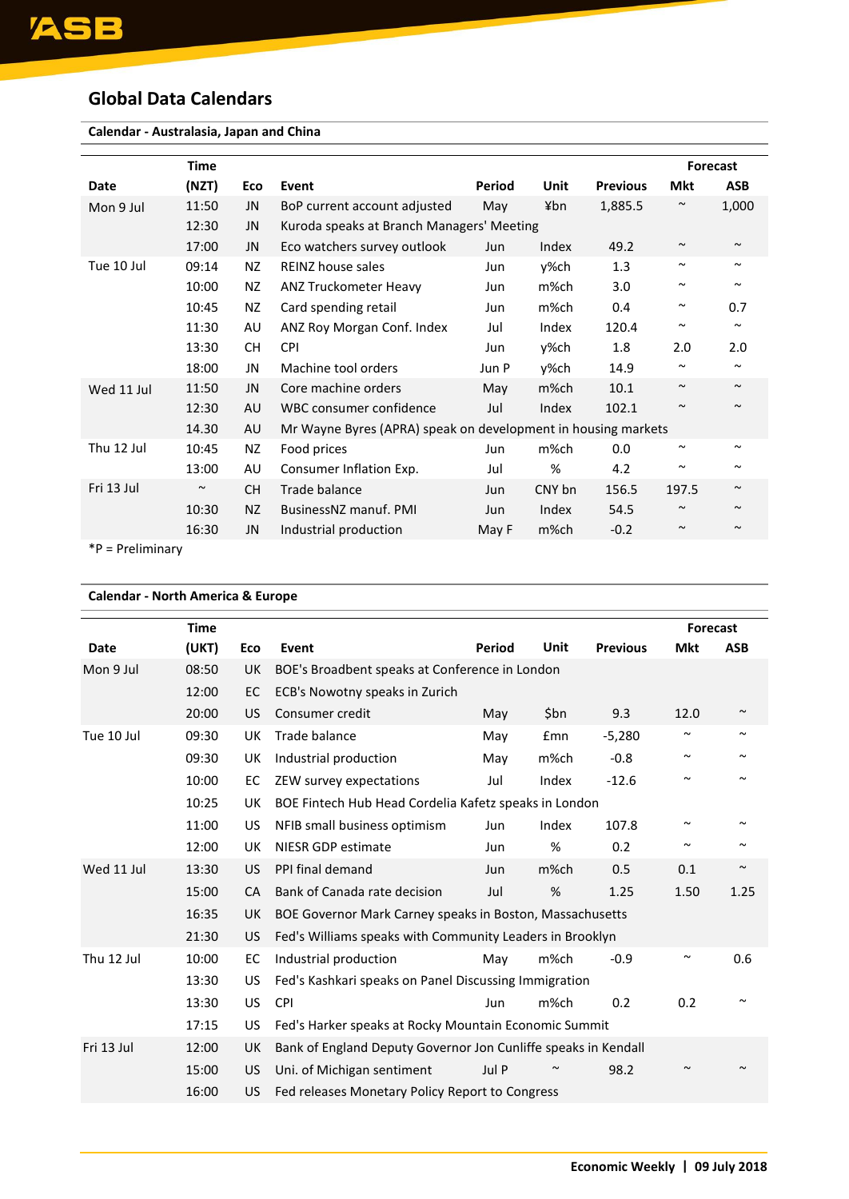# Global Data Calendars

### Calendar - Australasia, Japan and China

| Date | Time (NZT) | Eco | Event | Period | Unit | Previous | Forecast Mkt | Forecast ASB |
|---|---|---|---|---|---|---|---|---|
| Mon 9 Jul | 11:50 | JN | BoP current account adjusted | May | ¥bn | 1,885.5 | ~ | 1,000 |
| | 12:30 | JN | Kuroda speaks at Branch Managers' Meeting | | | | | |
| | 17:00 | JN | Eco watchers survey outlook | Jun | Index | 49.2 | ~ | ~ |
| Tue 10 Jul | 09:14 | NZ | REINZ house sales | Jun | y%ch | 1.3 | ~ | ~ |
| | 10:00 | NZ | ANZ Truckometer Heavy | Jun | m%ch | 3.0 | ~ | ~ |
| | 10:45 | NZ | Card spending retail | Jun | m%ch | 0.4 | ~ | 0.7 |
| | 11:30 | AU | ANZ Roy Morgan Conf. Index | Jul | Index | 120.4 | ~ | ~ |
| | 13:30 | CH | CPI | Jun | y%ch | 1.8 | 2.0 | 2.0 |
| | 18:00 | JN | Machine tool orders | Jun P | y%ch | 14.9 | ~ | ~ |
| Wed 11 Jul | 11:50 | JN | Core machine orders | May | m%ch | 10.1 | ~ | ~ |
| | 12:30 | AU | WBC consumer confidence | Jul | Index | 102.1 | ~ | ~ |
| | 14.30 | AU | Mr Wayne Byres (APRA) speak on development in housing markets | | | | | |
| Thu 12 Jul | 10:45 | NZ | Food prices | Jun | m%ch | 0.0 | ~ | ~ |
| | 13:00 | AU | Consumer Inflation Exp. | Jul | % | 4.2 | ~ | ~ |
| Fri 13 Jul | ~ | CH | Trade balance | Jun | CNY bn | 156.5 | 197.5 | ~ |
| | 10:30 | NZ | BusinessNZ manuf. PMI | Jun | Index | 54.5 | ~ | ~ |
| | 16:30 | JN | Industrial production | May F | m%ch | -0.2 | ~ | ~ |

*P = Preliminary

### Calendar - North America & Europe

| Date | Time (UKT) | Eco | Event | Period | Unit | Previous | Forecast Mkt | Forecast ASB |
|---|---|---|---|---|---|---|---|---|
| Mon 9 Jul | 08:50 | UK | BOE's Broadbent speaks at Conference in London | | | | | |
| | 12:00 | EC | ECB's Nowotny speaks in Zurich | | | | | |
| | 20:00 | US | Consumer credit | May | $bn | 9.3 | 12.0 | ~ |
| Tue 10 Jul | 09:30 | UK | Trade balance | May | £mn | -5,280 | ~ | ~ |
| | 09:30 | UK | Industrial production | May | m%ch | -0.8 | ~ | ~ |
| | 10:00 | EC | ZEW survey expectations | Jul | Index | -12.6 | ~ | ~ |
| | 10:25 | UK | BOE Fintech Hub Head Cordelia Kafetz speaks in London | | | | | |
| | 11:00 | US | NFIB small business optimism | Jun | Index | 107.8 | ~ | ~ |
| | 12:00 | UK | NIESR GDP estimate | Jun | % | 0.2 | ~ | ~ |
| Wed 11 Jul | 13:30 | US | PPI final demand | Jun | m%ch | 0.5 | 0.1 | ~ |
| | 15:00 | CA | Bank of Canada rate decision | Jul | % | 1.25 | 1.50 | 1.25 |
| | 16:35 | UK | BOE Governor Mark Carney speaks in Boston, Massachusetts | | | | | |
| | 21:30 | US | Fed's Williams speaks with Community Leaders in Brooklyn | | | | | |
| Thu 12 Jul | 10:00 | EC | Industrial production | May | m%ch | -0.9 | ~ | 0.6 |
| | 13:30 | US | Fed's Kashkari speaks on Panel Discussing Immigration | | | | | |
| | 13:30 | US | CPI | Jun | m%ch | 0.2 | 0.2 | ~ |
| | 17:15 | US | Fed's Harker speaks at Rocky Mountain Economic Summit | | | | | |
| Fri 13 Jul | 12:00 | UK | Bank of England Deputy Governor Jon Cunliffe speaks in Kendall | | | | | |
| | 15:00 | US | Uni. of Michigan sentiment | Jul P | ~ | 98.2 | ~ | ~ |
| | 16:00 | US | Fed releases Monetary Policy Report to Congress | | | | | |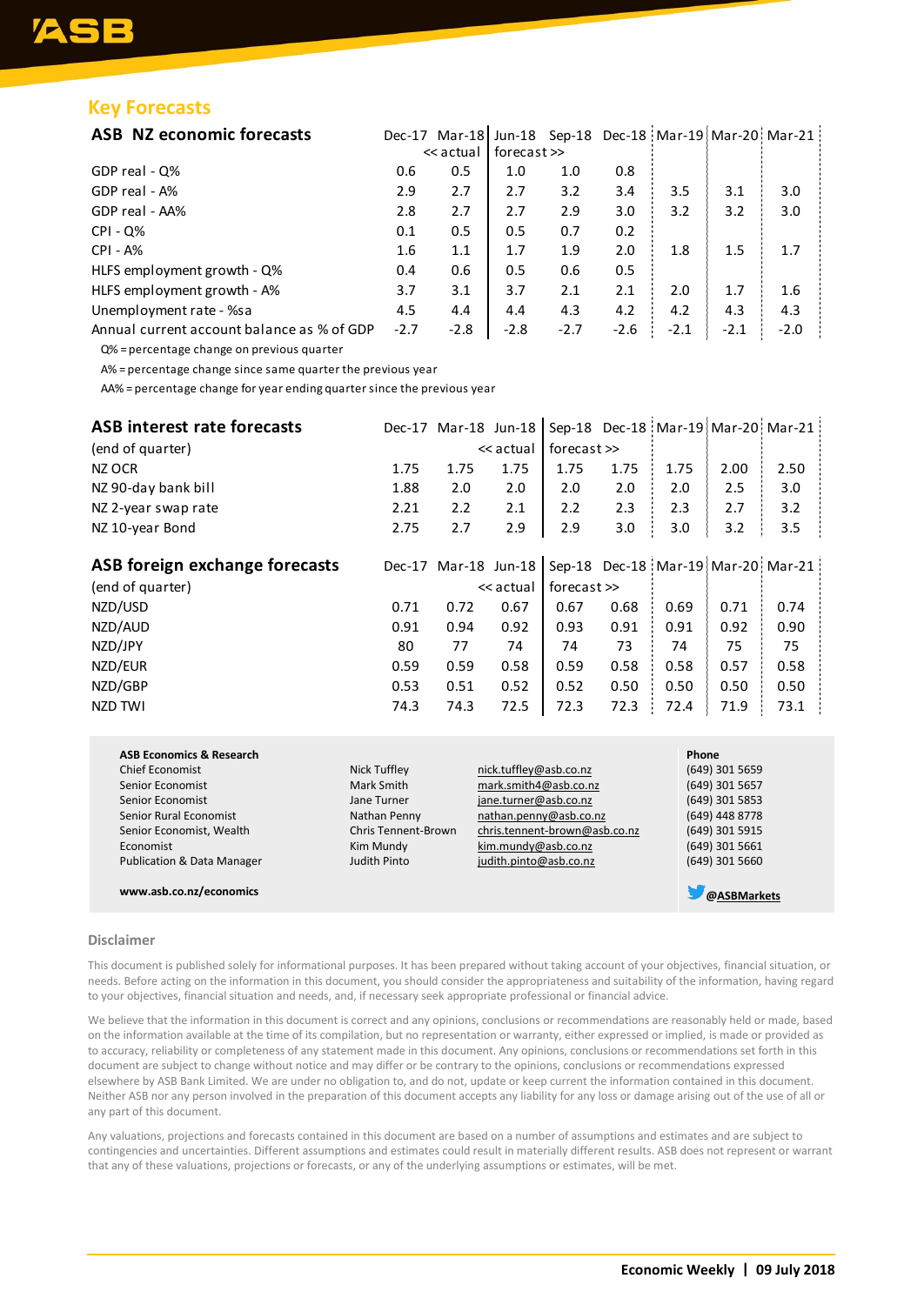## Key Forecasts

| ASB NZ economic forecasts | Dec-17 | Mar-18 | Jun-18 | Sep-18 | Dec-18 | Mar-19 | Mar-20 | Mar-21 |
|---|---|---|---|---|---|---|---|---|
| | | << actual | forecast >> | | | | | |
| GDP real - Q% | 0.6 | 0.5 | 1.0 | 1.0 | 0.8 | | | |
| GDP real - A% | 2.9 | 2.7 | 2.7 | 3.2 | 3.4 | 3.5 | 3.1 | 3.0 |
| GDP real - AA% | 2.8 | 2.7 | 2.7 | 2.9 | 3.0 | 3.2 | 3.2 | 3.0 |
| CPI - Q% | 0.1 | 0.5 | 0.5 | 0.7 | 0.2 | | | |
| CPI - A% | 1.6 | 1.1 | 1.7 | 1.9 | 2.0 | 1.8 | 1.5 | 1.7 |
| HLFS employment growth - Q% | 0.4 | 0.6 | 0.5 | 0.6 | 0.5 | | | |
| HLFS employment growth - A% | 3.7 | 3.1 | 3.7 | 2.1 | 2.1 | 2.0 | 1.7 | 1.6 |
| Unemployment rate - %sa | 4.5 | 4.4 | 4.4 | 4.3 | 4.2 | 4.2 | 4.3 | 4.3 |
| Annual current account balance as % of GDP | -2.7 | -2.8 | -2.8 | -2.7 | -2.6 | -2.1 | -2.1 | -2.0 |

Q% = percentage change on previous quarter

A% = percentage change since same quarter the previous year

AA% = percentage change for year ending quarter since the previous year

| ASB interest rate forecasts | Dec-17 | Mar-18 | Jun-18 | Sep-18 | Dec-18 | Mar-19 | Mar-20 | Mar-21 |
|---|---|---|---|---|---|---|---|---|
| (end of quarter) | | | << actual | forecast >> | | | | |
| NZ OCR | 1.75 | 1.75 | 1.75 | 1.75 | 1.75 | 1.75 | 2.00 | 2.50 |
| NZ 90-day bank bill | 1.88 | 2.0 | 2.0 | 2.0 | 2.0 | 2.0 | 2.5 | 3.0 |
| NZ 2-year swap rate | 2.21 | 2.2 | 2.1 | 2.2 | 2.3 | 2.3 | 2.7 | 3.2 |
| NZ 10-year Bond | 2.75 | 2.7 | 2.9 | 2.9 | 3.0 | 3.0 | 3.2 | 3.5 |

| ASB foreign exchange forecasts | Dec-17 | Mar-18 | Jun-18 | Sep-18 | Dec-18 | Mar-19 | Mar-20 | Mar-21 |
|---|---|---|---|---|---|---|---|---|
| (end of quarter) | | | << actual | forecast >> | | | | |
| NZD/USD | 0.71 | 0.72 | 0.67 | 0.67 | 0.68 | 0.69 | 0.71 | 0.74 |
| NZD/AUD | 0.91 | 0.94 | 0.92 | 0.93 | 0.91 | 0.91 | 0.92 | 0.90 |
| NZD/JPY | 80 | 77 | 74 | 74 | 73 | 74 | 75 | 75 |
| NZD/EUR | 0.59 | 0.59 | 0.58 | 0.59 | 0.58 | 0.58 | 0.57 | 0.58 |
| NZD/GBP | 0.53 | 0.51 | 0.52 | 0.52 | 0.50 | 0.50 | 0.50 | 0.50 |
| NZD TWI | 74.3 | 74.3 | 72.5 | 72.3 | 72.3 | 72.4 | 71.9 | 73.1 |

| ASB Economics & Research | | | Phone |
|---|---|---|---|
| Chief Economist | Nick Tuffley | nick.tuffley@asb.co.nz | (649) 301 5659 |
| Senior Economist | Mark Smith | mark.smith4@asb.co.nz | (649) 301 5657 |
| Senior Economist | Jane Turner | jane.turner@asb.co.nz | (649) 301 5853 |
| Senior Rural Economist | Nathan Penny | nathan.penny@asb.co.nz | (649) 448 8778 |
| Senior Economist, Wealth | Chris Tennent-Brown | chris.tennent-brown@asb.co.nz | (649) 301 5915 |
| Economist | Kim Mundy | kim.mundy@asb.co.nz | (649) 301 5661 |
| Publication & Data Manager | Judith Pinto | judith.pinto@asb.co.nz | (649) 301 5660 |

**www.asb.co.nz/economics**

**@ASBMarkets**

### Disclaimer

This document is published solely for informational purposes. It has been prepared without taking account of your objectives, financial situation, or needs. Before acting on the information in this document, you should consider the appropriateness and suitability of the information, having regard to your objectives, financial situation and needs, and, if necessary seek appropriate professional or financial advice.

We believe that the information in this document is correct and any opinions, conclusions or recommendations are reasonably held or made, based on the information available at the time of its compilation, but no representation or warranty, either expressed or implied, is made or provided as to accuracy, reliability or completeness of any statement made in this document. Any opinions, conclusions or recommendations set forth in this document are subject to change without notice and may differ or be contrary to the opinions, conclusions or recommendations expressed elsewhere by ASB Bank Limited. We are under no obligation to, and do not, update or keep current the information contained in this document. Neither ASB nor any person involved in the preparation of this document accepts any liability for any loss or damage arising out of the use of all or any part of this document.

Any valuations, projections and forecasts contained in this document are based on a number of assumptions and estimates and are subject to contingencies and uncertainties. Different assumptions and estimates could result in materially different results. ASB does not represent or warrant that any of these valuations, projections or forecasts, or any of the underlying assumptions or estimates, will be met.